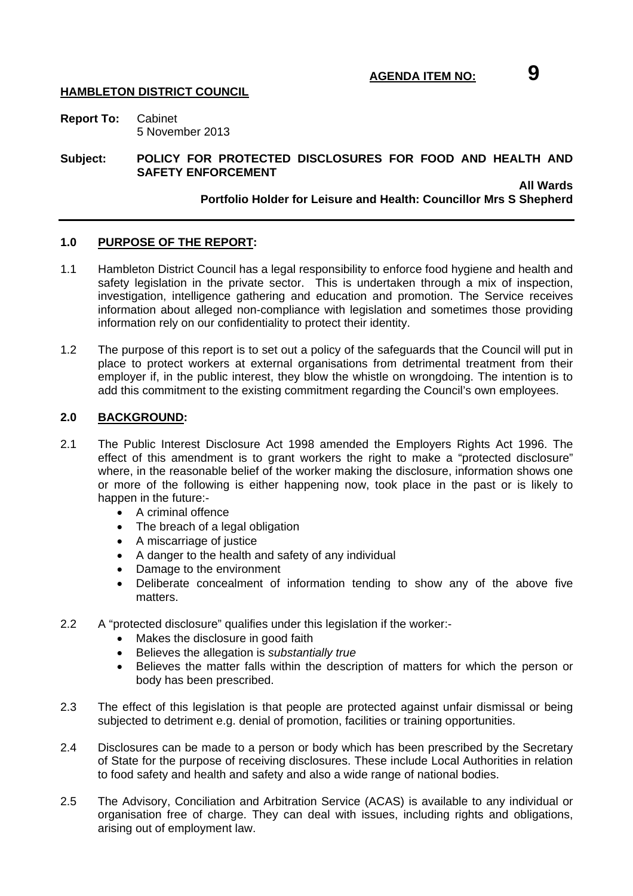**AGENDA ITEM NO: 9**

**HAMBLETON DISTRICT COUNCIL**

**Report To:** Cabinet
5 November 2013

**Subject: POLICY FOR PROTECTED DISCLOSURES FOR FOOD AND HEALTH AND SAFETY ENFORCEMENT**

**All Wards**
**Portfolio Holder for Leisure and Health: Councillor Mrs S Shepherd**

---

## 1.0 PURPOSE OF THE REPORT:

1.1 Hambleton District Council has a legal responsibility to enforce food hygiene and health and safety legislation in the private sector. This is undertaken through a mix of inspection, investigation, intelligence gathering and education and promotion. The Service receives information about alleged non-compliance with legislation and sometimes those providing information rely on our confidentiality to protect their identity.

1.2 The purpose of this report is to set out a policy of the safeguards that the Council will put in place to protect workers at external organisations from detrimental treatment from their employer if, in the public interest, they blow the whistle on wrongdoing. The intention is to add this commitment to the existing commitment regarding the Council's own employees.

## 2.0 BACKGROUND:

2.1 The Public Interest Disclosure Act 1998 amended the Employers Rights Act 1996. The effect of this amendment is to grant workers the right to make a "protected disclosure" where, in the reasonable belief of the worker making the disclosure, information shows one or more of the following is either happening now, took place in the past or is likely to happen in the future:-

- A criminal offence
- The breach of a legal obligation
- A miscarriage of justice
- A danger to the health and safety of any individual
- Damage to the environment
- Deliberate concealment of information tending to show any of the above five matters.

2.2 A "protected disclosure" qualifies under this legislation if the worker:-

- Makes the disclosure in good faith
- Believes the allegation is *substantially true*
- Believes the matter falls within the description of matters for which the person or body has been prescribed.

2.3 The effect of this legislation is that people are protected against unfair dismissal or being subjected to detriment e.g. denial of promotion, facilities or training opportunities.

2.4 Disclosures can be made to a person or body which has been prescribed by the Secretary of State for the purpose of receiving disclosures. These include Local Authorities in relation to food safety and health and safety and also a wide range of national bodies.

2.5 The Advisory, Conciliation and Arbitration Service (ACAS) is available to any individual or organisation free of charge. They can deal with issues, including rights and obligations, arising out of employment law.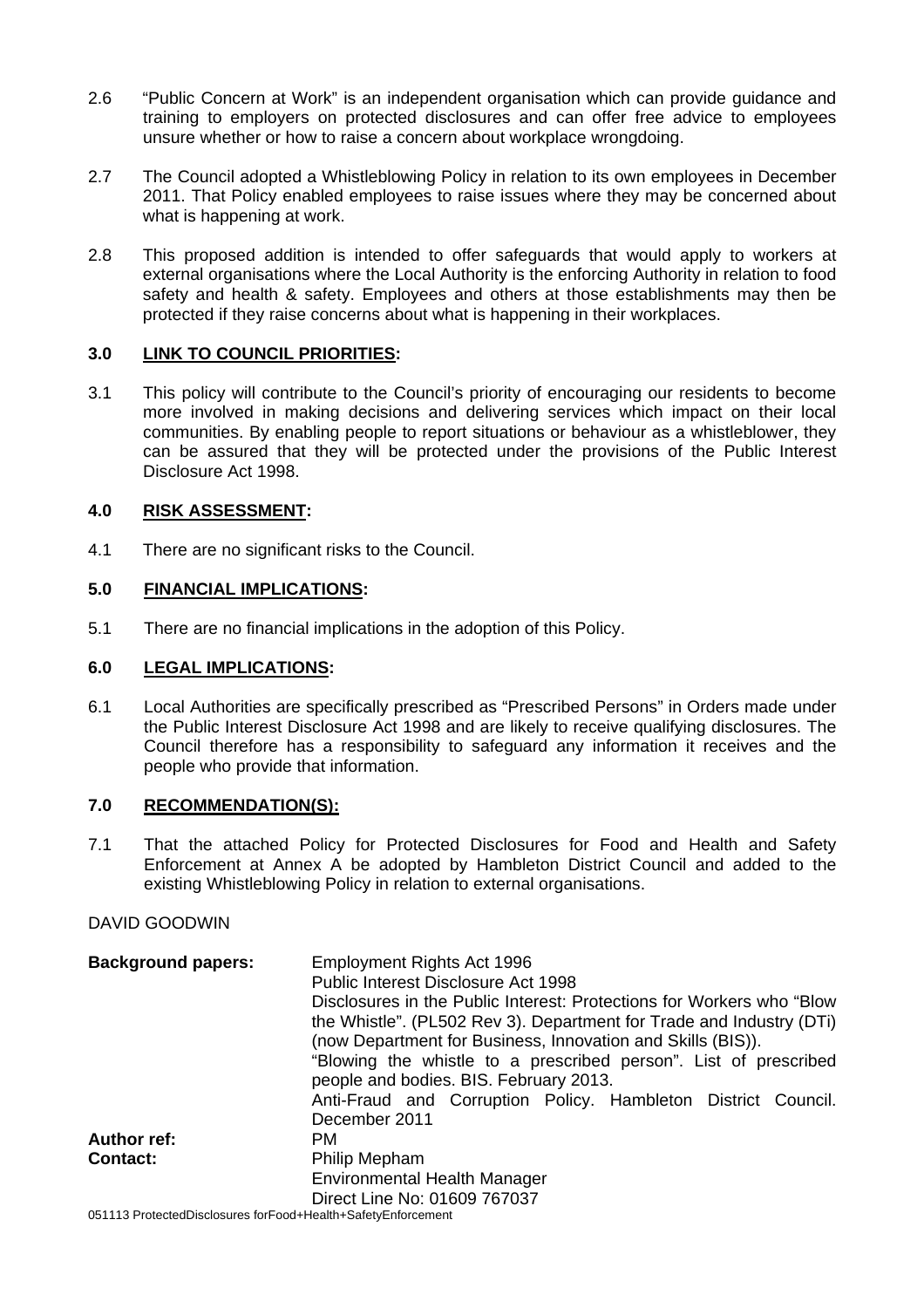2.6 "Public Concern at Work" is an independent organisation which can provide guidance and training to employers on protected disclosures and can offer free advice to employees unsure whether or how to raise a concern about workplace wrongdoing.

2.7 The Council adopted a Whistleblowing Policy in relation to its own employees in December 2011. That Policy enabled employees to raise issues where they may be concerned about what is happening at work.

2.8 This proposed addition is intended to offer safeguards that would apply to workers at external organisations where the Local Authority is the enforcing Authority in relation to food safety and health & safety. Employees and others at those establishments may then be protected if they raise concerns about what is happening in their workplaces.

## 3.0 LINK TO COUNCIL PRIORITIES:

3.1 This policy will contribute to the Council's priority of encouraging our residents to become more involved in making decisions and delivering services which impact on their local communities. By enabling people to report situations or behaviour as a whistleblower, they can be assured that they will be protected under the provisions of the Public Interest Disclosure Act 1998.

## 4.0 RISK ASSESSMENT:

4.1 There are no significant risks to the Council.

## 5.0 FINANCIAL IMPLICATIONS:

5.1 There are no financial implications in the adoption of this Policy.

## 6.0 LEGAL IMPLICATIONS:

6.1 Local Authorities are specifically prescribed as "Prescribed Persons" in Orders made under the Public Interest Disclosure Act 1998 and are likely to receive qualifying disclosures. The Council therefore has a responsibility to safeguard any information it receives and the people who provide that information.

## 7.0 RECOMMENDATION(S):

7.1 That the attached Policy for Protected Disclosures for Food and Health and Safety Enforcement at Annex A be adopted by Hambleton District Council and added to the existing Whistleblowing Policy in relation to external organisations.

DAVID GOODWIN

| | |
|---|---|
| **Background papers:** | Employment Rights Act 1996<br>Public Interest Disclosure Act 1998<br>Disclosures in the Public Interest: Protections for Workers who "Blow the Whistle". (PL502 Rev 3). Department for Trade and Industry (DTi) (now Department for Business, Innovation and Skills (BIS)).<br>"Blowing the whistle to a prescribed person". List of prescribed people and bodies. BIS. February 2013.<br>Anti-Fraud and Corruption Policy. Hambleton District Council. December 2011 |
| **Author ref:** | PM |
| **Contact:** | Philip Mepham<br>Environmental Health Manager<br>Direct Line No: 01609 767037 |

051113 ProtectedDisclosures forFood+Health+SafetyEnforcement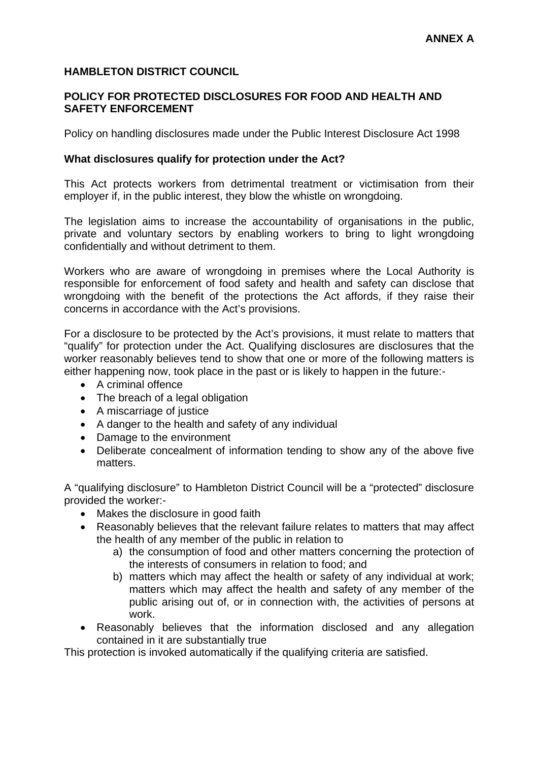ANNEX A

**HAMBLETON DISTRICT COUNCIL**

**POLICY FOR PROTECTED DISCLOSURES FOR FOOD AND HEALTH AND SAFETY ENFORCEMENT**

Policy on handling disclosures made under the Public Interest Disclosure Act 1998

**What disclosures qualify for protection under the Act?**

This Act protects workers from detrimental treatment or victimisation from their employer if, in the public interest, they blow the whistle on wrongdoing.

The legislation aims to increase the accountability of organisations in the public, private and voluntary sectors by enabling workers to bring to light wrongdoing confidentially and without detriment to them.

Workers who are aware of wrongdoing in premises where the Local Authority is responsible for enforcement of food safety and health and safety can disclose that wrongdoing with the benefit of the protections the Act affords, if they raise their concerns in accordance with the Act's provisions.

For a disclosure to be protected by the Act's provisions, it must relate to matters that "qualify" for protection under the Act. Qualifying disclosures are disclosures that the worker reasonably believes tend to show that one or more of the following matters is either happening now, took place in the past or is likely to happen in the future:-

- A criminal offence
- The breach of a legal obligation
- A miscarriage of justice
- A danger to the health and safety of any individual
- Damage to the environment
- Deliberate concealment of information tending to show any of the above five matters.

A "qualifying disclosure" to Hambleton District Council will be a "protected" disclosure provided the worker:-

- Makes the disclosure in good faith
- Reasonably believes that the relevant failure relates to matters that may affect the health of any member of the public in relation to
  a) the consumption of food and other matters concerning the protection of the interests of consumers in relation to food; and
  b) matters which may affect the health or safety of any individual at work; matters which may affect the health and safety of any member of the public arising out of, or in connection with, the activities of persons at work.
- Reasonably believes that the information disclosed and any allegation contained in it are substantially true

This protection is invoked automatically if the qualifying criteria are satisfied.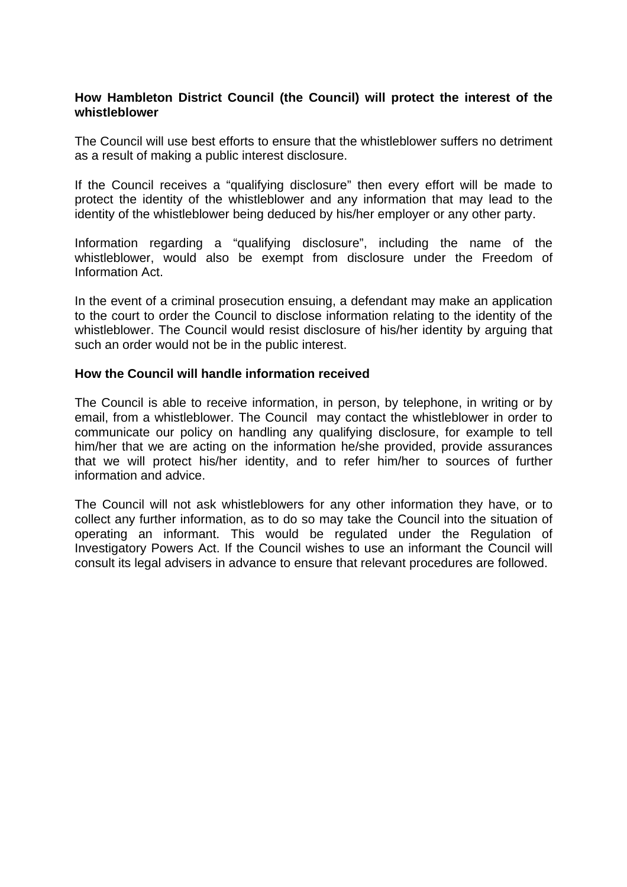**How Hambleton District Council (the Council) will protect the interest of the whistleblower**

The Council will use best efforts to ensure that the whistleblower suffers no detriment as a result of making a public interest disclosure.

If the Council receives a "qualifying disclosure" then every effort will be made to protect the identity of the whistleblower and any information that may lead to the identity of the whistleblower being deduced by his/her employer or any other party.

Information regarding a "qualifying disclosure", including the name of the whistleblower, would also be exempt from disclosure under the Freedom of Information Act.

In the event of a criminal prosecution ensuing, a defendant may make an application to the court to order the Council to disclose information relating to the identity of the whistleblower. The Council would resist disclosure of his/her identity by arguing that such an order would not be in the public interest.

**How the Council will handle information received**

The Council is able to receive information, in person, by telephone, in writing or by email, from a whistleblower. The Council may contact the whistleblower in order to communicate our policy on handling any qualifying disclosure, for example to tell him/her that we are acting on the information he/she provided, provide assurances that we will protect his/her identity, and to refer him/her to sources of further information and advice.

The Council will not ask whistleblowers for any other information they have, or to collect any further information, as to do so may take the Council into the situation of operating an informant. This would be regulated under the Regulation of Investigatory Powers Act. If the Council wishes to use an informant the Council will consult its legal advisers in advance to ensure that relevant procedures are followed.